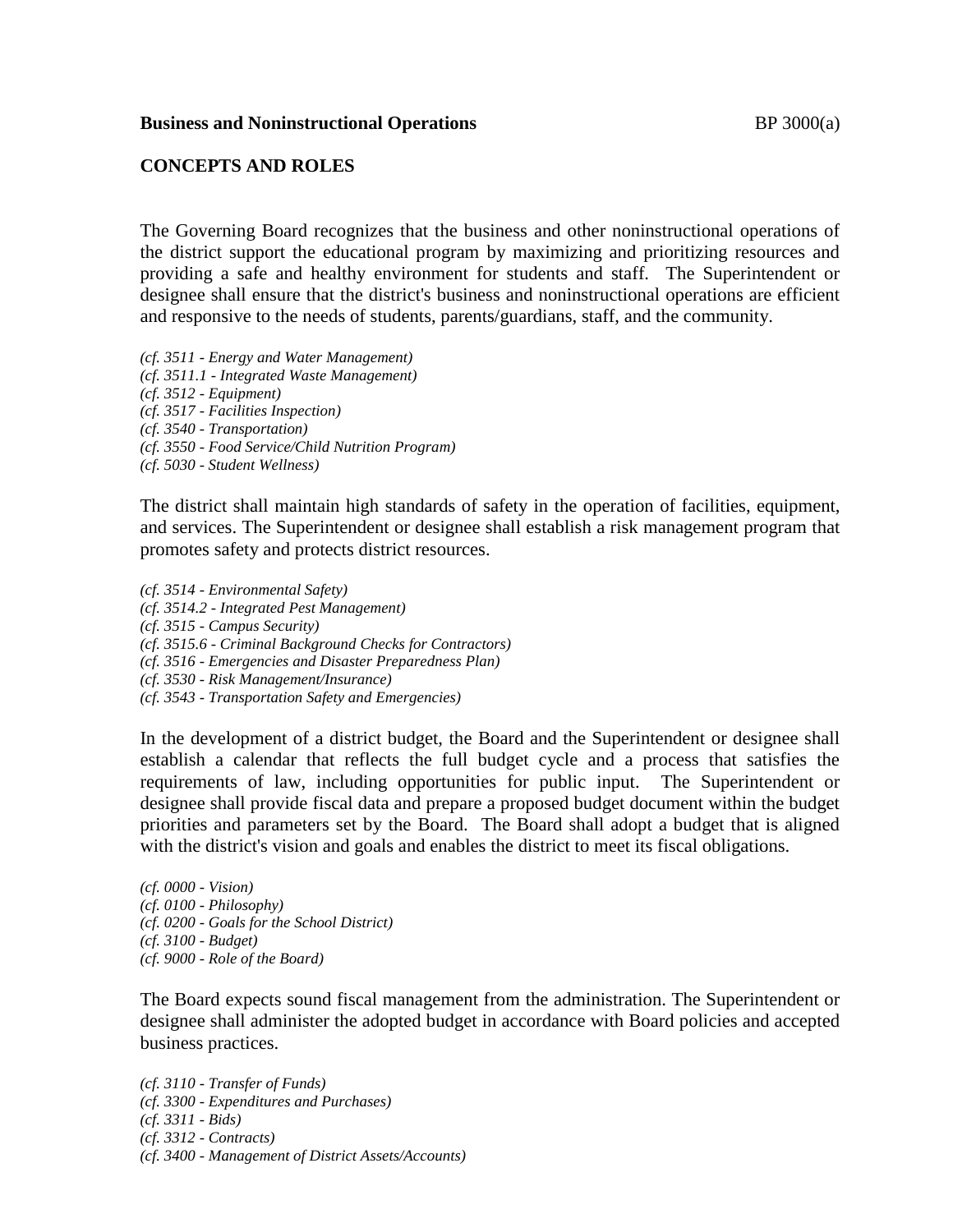**Business and Noninstructional Operations**

## CONCEPTS AND ROLES

The Governing Board recognizes that the business and other noninstructional operations of the district support the educational program by maximizing and prioritizing resources and providing a safe and healthy environment for students and staff. The Superintendent or designee shall ensure that the district's business and noninstructional operations are efficient and responsive to the needs of students, parents/guardians, staff, and the community.

*(cf. 3511 - Energy and Water Management)*
*(cf. 3511.1 - Integrated Waste Management)*
*(cf. 3512 - Equipment)*
*(cf. 3517 - Facilities Inspection)*
*(cf. 3540 - Transportation)*
*(cf. 3550 - Food Service/Child Nutrition Program)*
*(cf. 5030 - Student Wellness)*

The district shall maintain high standards of safety in the operation of facilities, equipment, and services. The Superintendent or designee shall establish a risk management program that promotes safety and protects district resources.

*(cf. 3514 - Environmental Safety)*
*(cf. 3514.2 - Integrated Pest Management)*
*(cf. 3515 - Campus Security)*
*(cf. 3515.6 - Criminal Background Checks for Contractors)*
*(cf. 3516 - Emergencies and Disaster Preparedness Plan)*
*(cf. 3530 - Risk Management/Insurance)*
*(cf. 3543 - Transportation Safety and Emergencies)*

In the development of a district budget, the Board and the Superintendent or designee shall establish a calendar that reflects the full budget cycle and a process that satisfies the requirements of law, including opportunities for public input. The Superintendent or designee shall provide fiscal data and prepare a proposed budget document within the budget priorities and parameters set by the Board. The Board shall adopt a budget that is aligned with the district's vision and goals and enables the district to meet its fiscal obligations.

*(cf. 0000 - Vision)*
*(cf. 0100 - Philosophy)*
*(cf. 0200 - Goals for the School District)*
*(cf. 3100 - Budget)*
*(cf. 9000 - Role of the Board)*

The Board expects sound fiscal management from the administration. The Superintendent or designee shall administer the adopted budget in accordance with Board policies and accepted business practices.

*(cf. 3110 - Transfer of Funds)*
*(cf. 3300 - Expenditures and Purchases)*
*(cf. 3311 - Bids)*
*(cf. 3312 - Contracts)*
*(cf. 3400 - Management of District Assets/Accounts)*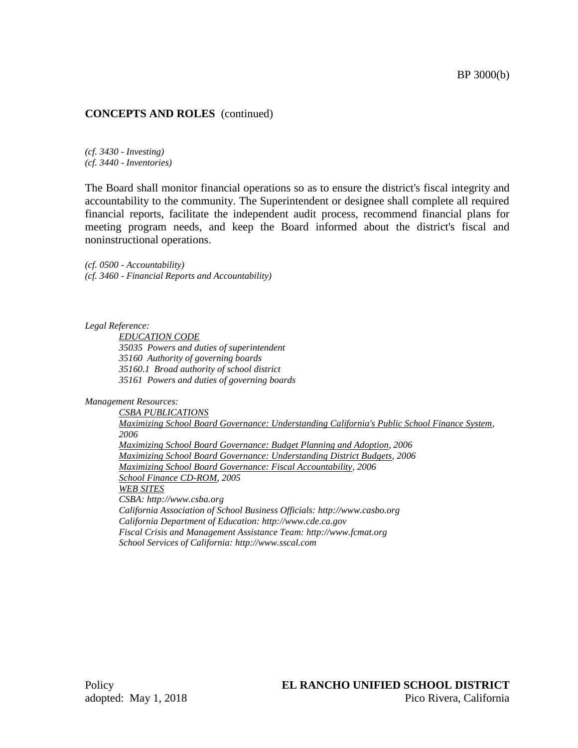**CONCEPTS AND ROLES** (continued)

*(cf. 3430 - Investing)*
*(cf. 3440 - Inventories)*

The Board shall monitor financial operations so as to ensure the district's fiscal integrity and accountability to the community. The Superintendent or designee shall complete all required financial reports, facilitate the independent audit process, recommend financial plans for meeting program needs, and keep the Board informed about the district's fiscal and noninstructional operations.

*(cf. 0500 - Accountability)*
*(cf. 3460 - Financial Reports and Accountability)*

*Legal Reference:*

*EDUCATION CODE*
*35035 Powers and duties of superintendent*
*35160 Authority of governing boards*
*35160.1 Broad authority of school district*
*35161 Powers and duties of governing boards*

*Management Resources:*

*CSBA PUBLICATIONS*
*Maximizing School Board Governance: Understanding California's Public School Finance System, 2006*
*Maximizing School Board Governance: Budget Planning and Adoption, 2006*
*Maximizing School Board Governance: Understanding District Budgets, 2006*
*Maximizing School Board Governance: Fiscal Accountability, 2006*
*School Finance CD-ROM, 2005*
*WEB SITES*
*CSBA: http://www.csba.org*
*California Association of School Business Officials: http://www.casbo.org*
*California Department of Education: http://www.cde.ca.gov*
*Fiscal Crisis and Management Assistance Team: http://www.fcmat.org*
*School Services of California: http://www.sscal.com*

Policy
adopted: May 1, 2018

**EL RANCHO UNIFIED SCHOOL DISTRICT**
Pico Rivera, California